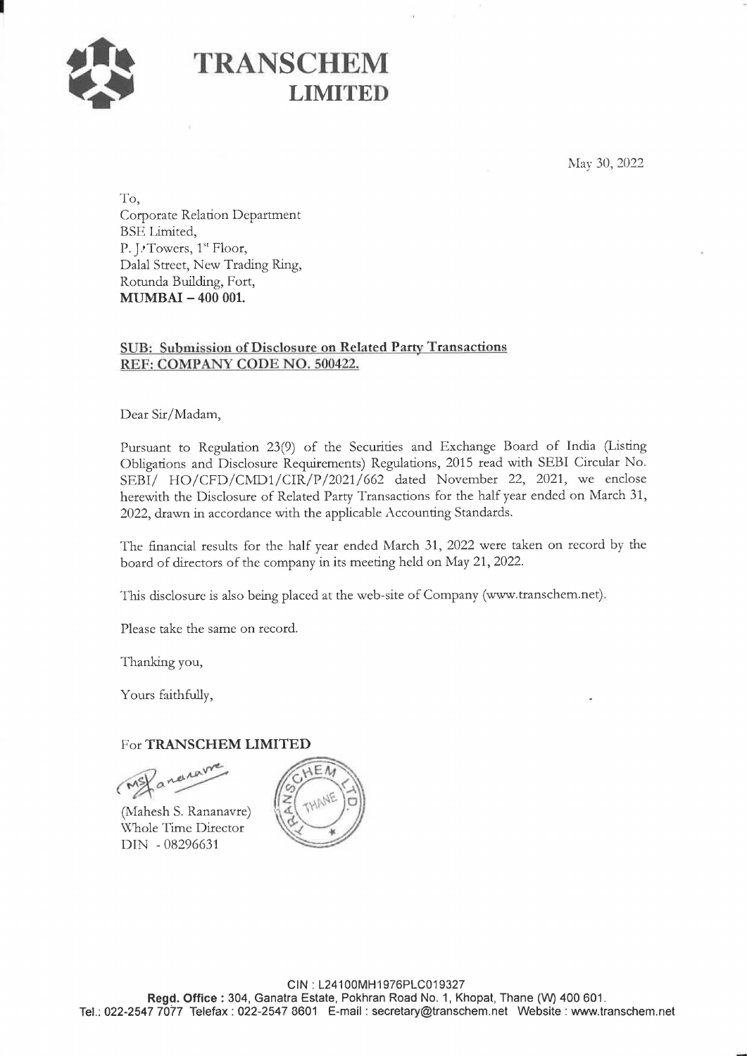# TRANSCHEM
## LIMITED

May 30, 2022

To,
Corporate Relation Department
BSE Limited,
P. J. Towers, 1st Floor,
Dalal Street, New Trading Ring,
Rotunda Building, Fort,
**MUMBAI – 400 001.**

**SUB: Submission of Disclosure on Related Party Transactions**
**REF: COMPANY CODE NO. 500422.**

Dear Sir/Madam,

Pursuant to Regulation 23(9) of the Securities and Exchange Board of India (Listing Obligations and Disclosure Requirements) Regulations, 2015 read with SEBI Circular No. SEBI/ HO/CFD/CMD1/CIR/P/2021/662 dated November 22, 2021, we enclose herewith the Disclosure of Related Party Transactions for the half year ended on March 31, 2022, drawn in accordance with the applicable Accounting Standards.

The financial results for the half year ended March 31, 2022 were taken on record by the board of directors of the company in its meeting held on May 21, 2022.

This disclosure is also being placed at the web-site of Company (www.transchem.net).

Please take the same on record.

Thanking you,

Yours faithfully,

For **TRANSCHEM LIMITED**

(Mahesh S. Rananavre)
Whole Time Director
DIN - 08296631

CIN : L24100MH1976PLC019327
**Regd. Office :** 304, Ganatra Estate, Pokhran Road No. 1, Khopat, Thane (W) 400 601.
Tel.: 022-2547 7077 Telefax : 022-2547 8601 E-mail : secretary@transchem.net Website : www.transchem.net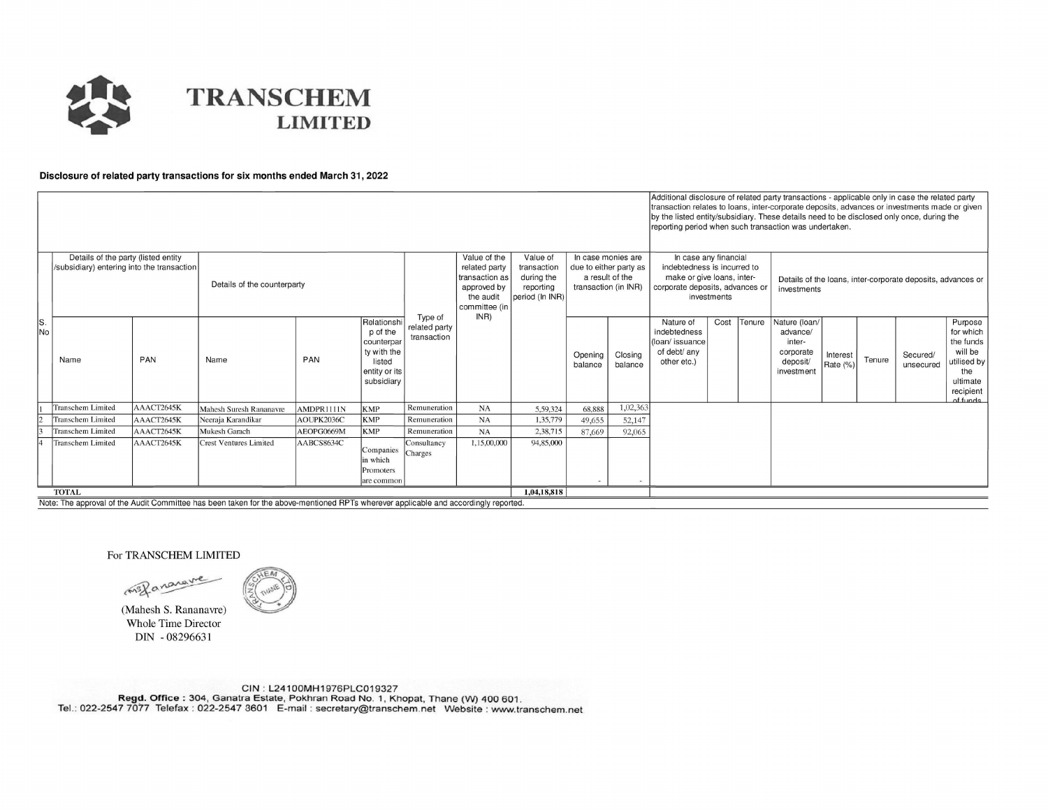# TRANSCHEM LIMITED

**Disclosure of related party transactions for six months ended March 31, 2022**

| S. No | Details of the party (listed entity /subsidiary) entering into the transaction | | Details of the counterparty | | | Type of related party transaction | Value of the related party transaction as approved by the audit committee (in INR) | Value of transaction during the reporting period (In INR) | In case monies are due to either party as a result of the transaction (in INR) | | Additional disclosure of related party transactions - applicable only in case the related party transaction relates to loans, inter-corporate deposits, advances or investments made or given by the listed entity/subsidiary. These details need to be disclosed only once, during the reporting period when such transaction was undertaken. In case any financial indebtedness is incurred to make or give loans, inter-corporate deposits, advances or investments | | | Details of the loans, inter-corporate deposits, advances or investments | | | | |
|---|---|---|---|---|---|---|---|---|---|---|---|---|---|---|---|---|---|---|
| | Name | PAN | Name | PAN | Relationship of the counterparty with the listed entity or its subsidiary | | | | Opening balance | Closing balance | Nature of indebtedness (loan/ issuance of debt/ any other etc.) | Cost | Tenure | Nature (loan/ advance/ inter-corporate deposit/ investment | Interest Rate (%) | Tenure | Secured/ unsecured | Purpose for which the funds will be utilised by the ultimate recipient of funds |
| 1 | Transchem Limited | AAACT2645K | Mahesh Suresh Rananavre | AMDPR1111N | KMP | Remuneration | NA | 5,59,324 | 68,888 | 1,02,363 | | | | | | | | |
| 2 | Transchem Limited | AAACT2645K | Neeraja Karandikar | AOUPK2036C | KMP | Remuneration | NA | 1,35,779 | 49,655 | 52,147 | | | | | | | | |
| 3 | Transchem Limited | AAACT2645K | Mukesh Garach | AEOPG0669M | KMP | Remuneration | NA | 2,38,715 | 87,669 | 92,065 | | | | | | | | |
| 4 | Transchem Limited | AAACT2645K | Crest Ventures Limited | AABCS8634C | Companies in which Promoters are common | Consultancy Charges | 1,15,00,000 | 94,85,000 | - | - | | | | | | | | |
| | TOTAL | | | | | | | 1,04,18,818 | | | | | | | | | | |

Note: The approval of the Audit Committee has been taken for the above-mentioned RPTs wherever applicable and accordingly reported.

For TRANSCHEM LIMITED

(Mahesh S. Rananavre)
Whole Time Director
DIN - 08296631

CIN : L24100MH1976PLC019327
**Regd. Office :** 304, Ganatra Estate, Pokhran Road No. 1, Khopat, Thane (W) 400 601.
Tel.: 022-2547 7077 Telefax : 022-2547 3601 E-mail : secretary@transchem.net Website : www.transchem.net